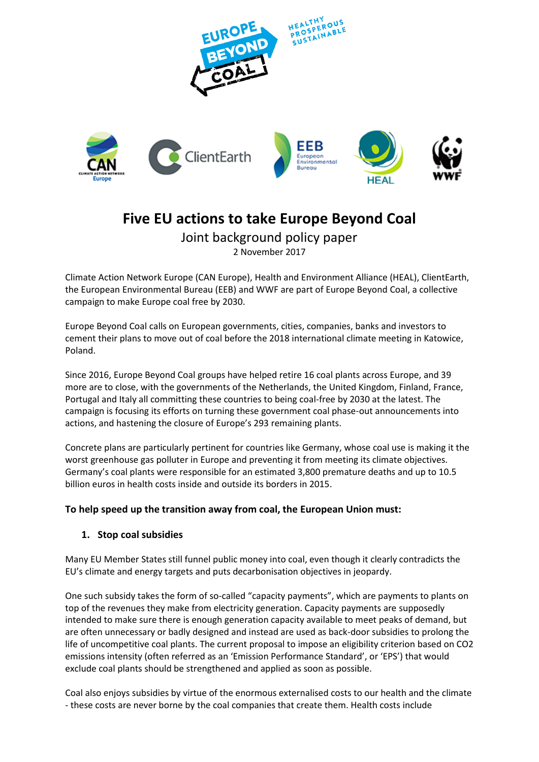# Five EU actions to take Europe Beyond Coal

Joint background policy paper

2 November 2017

Climate Action Network Europe (CAN Europe), Health and Environment Alliance (HEAL), ClientEarth, the European Environmental Bureau (EEB) and WWF are part of Europe Beyond Coal, a collective campaign to make Europe coal free by 2030.

Europe Beyond Coal calls on European governments, cities, companies, banks and investors to cement their plans to move out of coal before the 2018 international climate meeting in Katowice, Poland.

Since 2016, Europe Beyond Coal groups have helped retire 16 coal plants across Europe, and 39 more are to close, with the governments of the Netherlands, the United Kingdom, Finland, France, Portugal and Italy all committing these countries to being coal-free by 2030 at the latest. The campaign is focusing its efforts on turning these government coal phase-out announcements into actions, and hastening the closure of Europe's 293 remaining plants.

Concrete plans are particularly pertinent for countries like Germany, whose coal use is making it the worst greenhouse gas polluter in Europe and preventing it from meeting its climate objectives. Germany's coal plants were responsible for an estimated 3,800 premature deaths and up to 10.5 billion euros in health costs inside and outside its borders in 2015.

**To help speed up the transition away from coal, the European Union must:**

1. **Stop coal subsidies**

Many EU Member States still funnel public money into coal, even though it clearly contradicts the EU's climate and energy targets and puts decarbonisation objectives in jeopardy.

One such subsidy takes the form of so-called "capacity payments", which are payments to plants on top of the revenues they make from electricity generation. Capacity payments are supposedly intended to make sure there is enough generation capacity available to meet peaks of demand, but are often unnecessary or badly designed and instead are used as back-door subsidies to prolong the life of uncompetitive coal plants. The current proposal to impose an eligibility criterion based on $CO_2$ emissions intensity (often referred as an 'Emission Performance Standard', or 'EPS') that would exclude coal plants should be strengthened and applied as soon as possible.

Coal also enjoys subsidies by virtue of the enormous externalised costs to our health and the climate - these costs are never borne by the coal companies that create them. Health costs include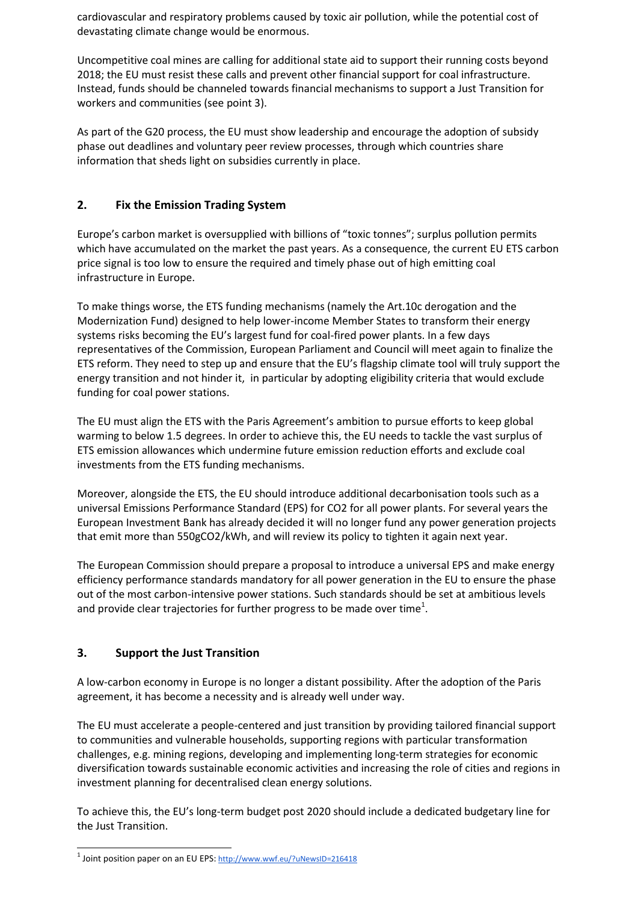cardiovascular and respiratory problems caused by toxic air pollution, while the potential cost of devastating climate change would be enormous.

Uncompetitive coal mines are calling for additional state aid to support their running costs beyond 2018; the EU must resist these calls and prevent other financial support for coal infrastructure. Instead, funds should be channeled towards financial mechanisms to support a Just Transition for workers and communities (see point 3).

As part of the G20 process, the EU must show leadership and encourage the adoption of subsidy phase out deadlines and voluntary peer review processes, through which countries share information that sheds light on subsidies currently in place.

## 2. Fix the Emission Trading System

Europe's carbon market is oversupplied with billions of "toxic tonnes"; surplus pollution permits which have accumulated on the market the past years. As a consequence, the current EU ETS carbon price signal is too low to ensure the required and timely phase out of high emitting coal infrastructure in Europe.

To make things worse, the ETS funding mechanisms (namely the Art.10c derogation and the Modernization Fund) designed to help lower-income Member States to transform their energy systems risks becoming the EU's largest fund for coal-fired power plants. In a few days representatives of the Commission, European Parliament and Council will meet again to finalize the ETS reform. They need to step up and ensure that the EU's flagship climate tool will truly support the energy transition and not hinder it, in particular by adopting eligibility criteria that would exclude funding for coal power stations.

The EU must align the ETS with the Paris Agreement's ambition to pursue efforts to keep global warming to below 1.5 degrees. In order to achieve this, the EU needs to tackle the vast surplus of ETS emission allowances which undermine future emission reduction efforts and exclude coal investments from the ETS funding mechanisms.

Moreover, alongside the ETS, the EU should introduce additional decarbonisation tools such as a universal Emissions Performance Standard (EPS) for $CO_2$ for all power plants. For several years the European Investment Bank has already decided it will no longer fund any power generation projects that emit more than 550g$CO_2$/kWh, and will review its policy to tighten it again next year.

The European Commission should prepare a proposal to introduce a universal EPS and make energy efficiency performance standards mandatory for all power generation in the EU to ensure the phase out of the most carbon-intensive power stations. Such standards should be set at ambitious levels and provide clear trajectories for further progress to be made over time[1].

## 3. Support the Just Transition

A low-carbon economy in Europe is no longer a distant possibility. After the adoption of the Paris agreement, it has become a necessity and is already well under way.

The EU must accelerate a people-centered and just transition by providing tailored financial support to communities and vulnerable households, supporting regions with particular transformation challenges, e.g. mining regions, developing and implementing long-term strategies for economic diversification towards sustainable economic activities and increasing the role of cities and regions in investment planning for decentralised clean energy solutions.

To achieve this, the EU's long-term budget post 2020 should include a dedicated budgetary line for the Just Transition.

---

[1] Joint position paper on an EU EPS: http://www.wwf.eu/?uNewsID=216418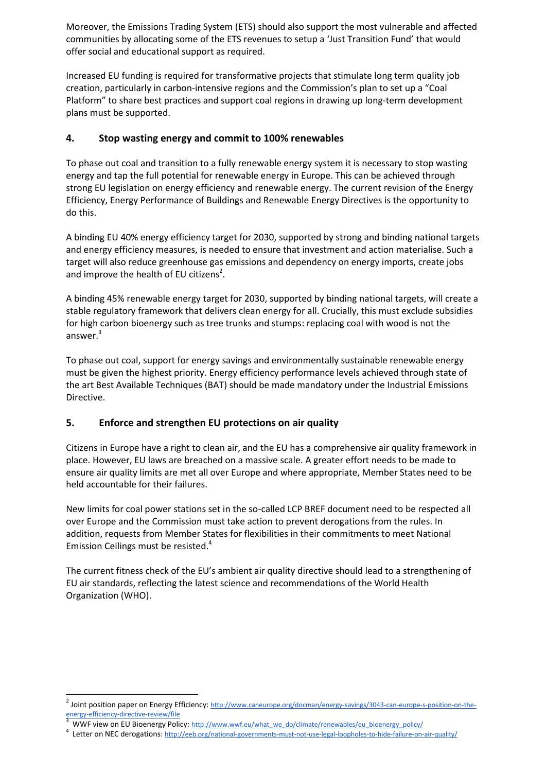Moreover, the Emissions Trading System (ETS) should also support the most vulnerable and affected communities by allocating some of the ETS revenues to setup a 'Just Transition Fund' that would offer social and educational support as required.

Increased EU funding is required for transformative projects that stimulate long term quality job creation, particularly in carbon-intensive regions and the Commission's plan to set up a "Coal Platform" to share best practices and support coal regions in drawing up long-term development plans must be supported.

## 4. Stop wasting energy and commit to 100% renewables

To phase out coal and transition to a fully renewable energy system it is necessary to stop wasting energy and tap the full potential for renewable energy in Europe. This can be achieved through strong EU legislation on energy efficiency and renewable energy. The current revision of the Energy Efficiency, Energy Performance of Buildings and Renewable Energy Directives is the opportunity to do this.

A binding EU 40% energy efficiency target for 2030, supported by strong and binding national targets and energy efficiency measures, is needed to ensure that investment and action materialise. Such a target will also reduce greenhouse gas emissions and dependency on energy imports, create jobs and improve the health of EU citizens[2].

A binding 45% renewable energy target for 2030, supported by binding national targets, will create a stable regulatory framework that delivers clean energy for all. Crucially, this must exclude subsidies for high carbon bioenergy such as tree trunks and stumps: replacing coal with wood is not the answer.[3]

To phase out coal, support for energy savings and environmentally sustainable renewable energy must be given the highest priority. Energy efficiency performance levels achieved through state of the art Best Available Techniques (BAT) should be made mandatory under the Industrial Emissions Directive.

## 5. Enforce and strengthen EU protections on air quality

Citizens in Europe have a right to clean air, and the EU has a comprehensive air quality framework in place. However, EU laws are breached on a massive scale. A greater effort needs to be made to ensure air quality limits are met all over Europe and where appropriate, Member States need to be held accountable for their failures.

New limits for coal power stations set in the so-called LCP BREF document need to be respected all over Europe and the Commission must take action to prevent derogations from the rules. In addition, requests from Member States for flexibilities in their commitments to meet National Emission Ceilings must be resisted.[4]

The current fitness check of the EU's ambient air quality directive should lead to a strengthening of EU air standards, reflecting the latest science and recommendations of the World Health Organization (WHO).

---

[2] Joint position paper on Energy Efficiency: http://www.caneurope.org/docman/energy-savings/3043-can-europe-s-position-on-the-energy-efficiency-directive-review/file

[3] WWF view on EU Bioenergy Policy: http://www.wwf.eu/what_we_do/climate/renewables/eu_bioenergy_policy/

[4] Letter on NEC derogations: http://eeb.org/national-governments-must-not-use-legal-loopholes-to-hide-failure-on-air-quality/